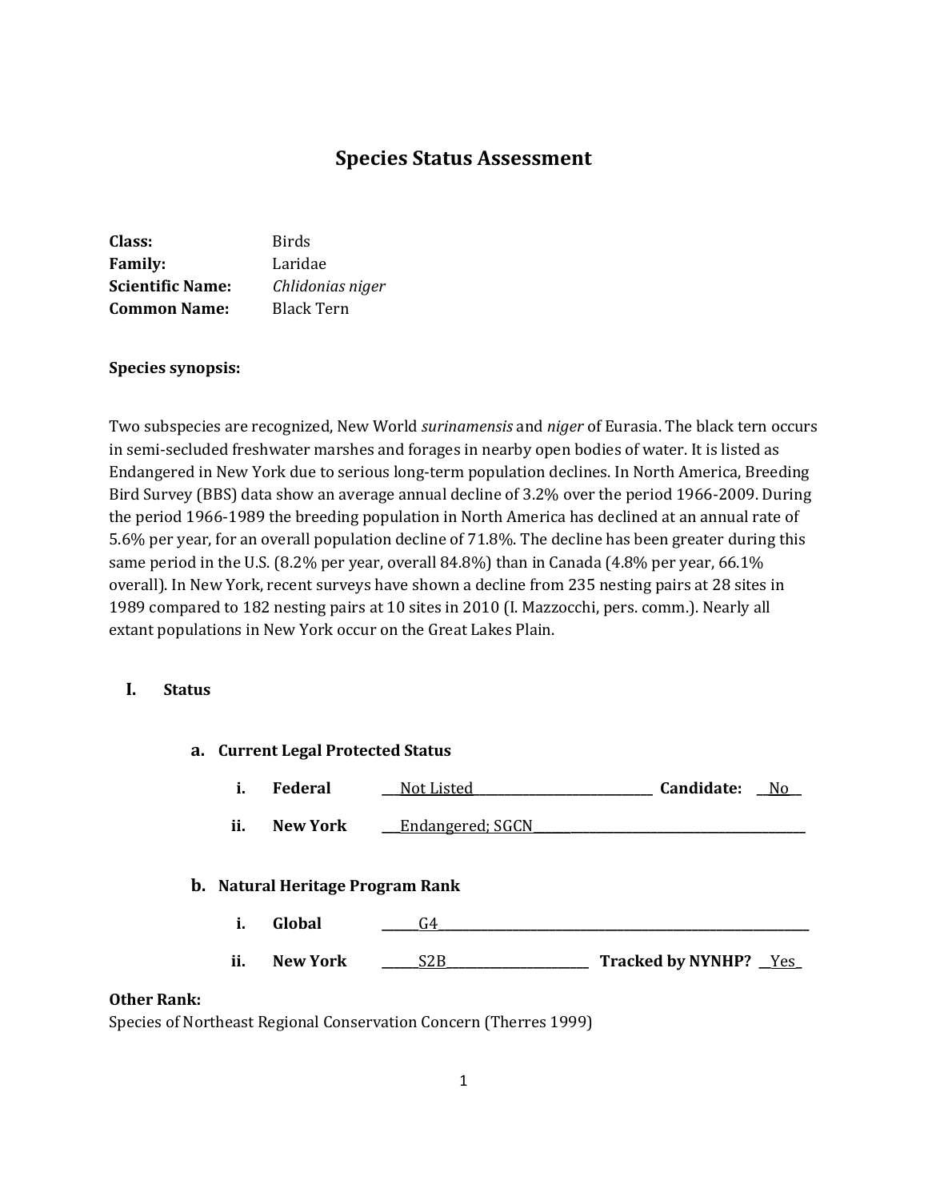# Species Status Assessment

**Class:** Birds
**Family:** Laridae
**Scientific Name:** *Chlidonias niger*
**Common Name:** Black Tern

**Species synopsis:**

Two subspecies are recognized, New World *surinamensis* and *niger* of Eurasia. The black tern occurs in semi-secluded freshwater marshes and forages in nearby open bodies of water. It is listed as Endangered in New York due to serious long-term population declines. In North America, Breeding Bird Survey (BBS) data show an average annual decline of 3.2% over the period 1966-2009. During the period 1966-1989 the breeding population in North America has declined at an annual rate of 5.6% per year, for an overall population decline of 71.8%. The decline has been greater during this same period in the U.S. (8.2% per year, overall 84.8%) than in Canada (4.8% per year, 66.1% overall). In New York, recent surveys have shown a decline from 235 nesting pairs at 28 sites in 1989 compared to 182 nesting pairs at 10 sites in 2010 (I. Mazzocchi, pers. comm.). Nearly all extant populations in New York occur on the Great Lakes Plain.

## I. Status

### a. Current Legal Protected Status

i. **Federal** ___Not Listed___ **Candidate:** __No__

ii. **New York** ___Endangered; SGCN___

### b. Natural Heritage Program Rank

i. **Global** ___G4___

ii. **New York** ___S2B___ **Tracked by NYNHP?** __Yes_

**Other Rank:**
Species of Northeast Regional Conservation Concern (Therres 1999)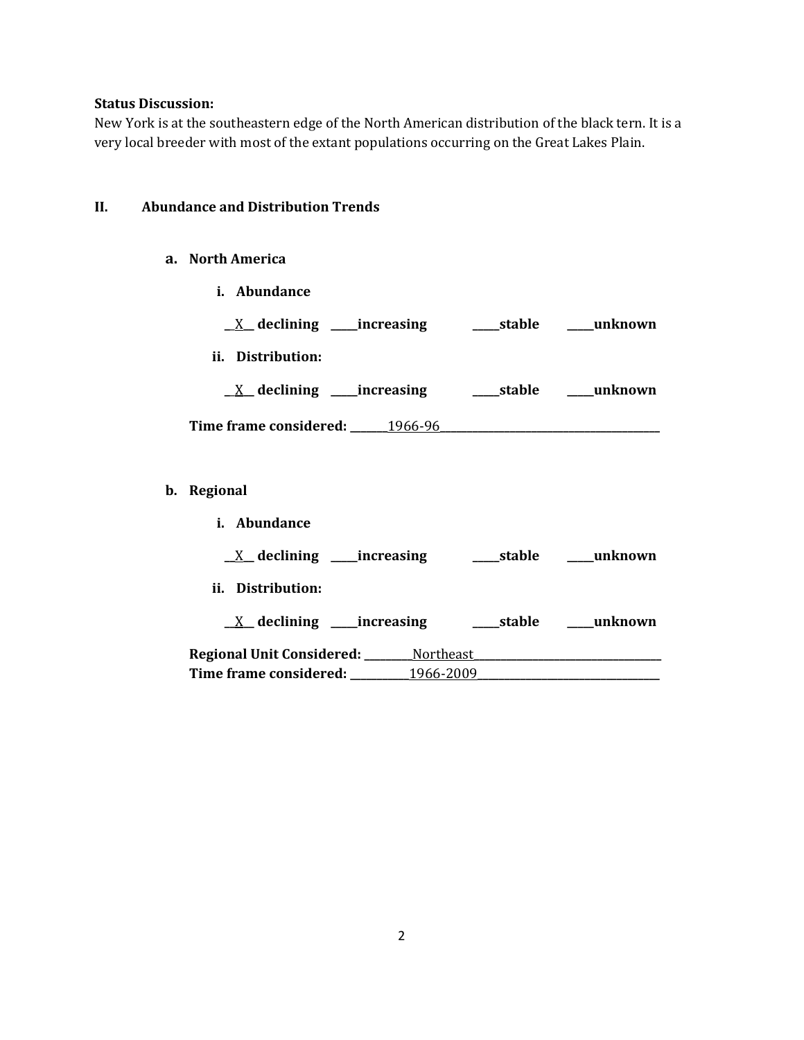**Status Discussion:**
New York is at the southeastern edge of the North American distribution of the black tern. It is a very local breeder with most of the extant populations occurring on the Great Lakes Plain.

## II. Abundance and Distribution Trends

### a. North America

**i. Abundance**

__X__ **declining** _____**increasing** _____**stable** _____**unknown**

**ii. Distribution:**

__X__ **declining** _____**increasing** _____**stable** _____**unknown**

**Time frame considered:** _______1966-96_______________________________________

### b. Regional

**i. Abundance**

__X__ **declining** _____**increasing** _____**stable** _____**unknown**

**ii. Distribution:**

__X__ **declining** _____**increasing** _____**stable** _____**unknown**

**Regional Unit Considered:** _________Northeast__________________________________
**Time frame considered:** ___________1966-2009________________________________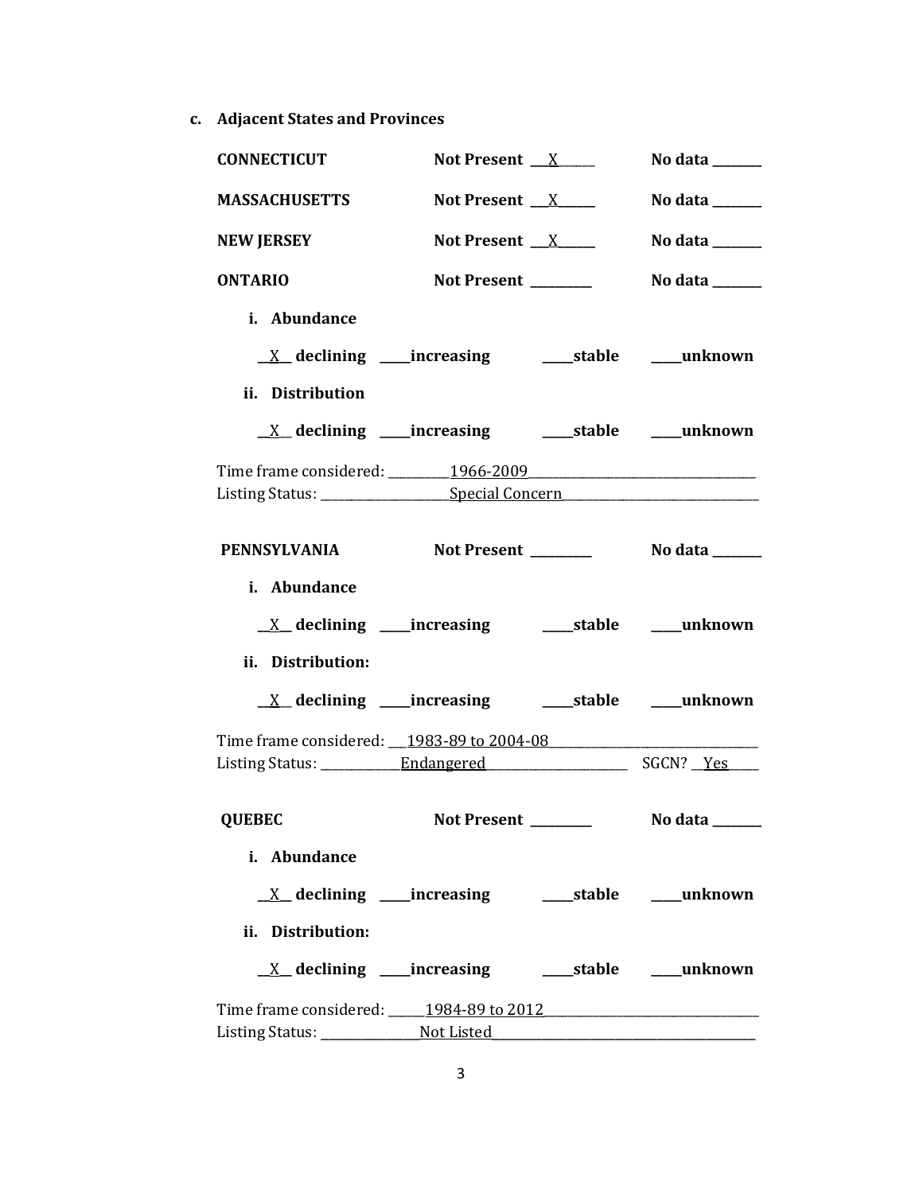**c. Adjacent States and Provinces**

**CONNECTICUT** **Not Present** __X______ **No data** _______

**MASSACHUSETTS** **Not Present** __X______ **No data** _______

**NEW JERSEY** **Not Present** __X______ **No data** _______

**ONTARIO** **Not Present** _________ **No data** _______

**i. Abundance**

__X__ **declining** ____**increasing** ____**stable** ____**unknown**

**ii. Distribution**

__X__ **declining** ____**increasing** ____**stable** ____**unknown**

Time frame considered: _________1966-2009_________________________________

Listing Status: ___________________Special Concern_____________________________

**PENNSYLVANIA** **Not Present** _________ **No data** _______

**i. Abundance**

__X__ **declining** ____**increasing** ____**stable** ____**unknown**

**ii. Distribution:**

__X__ **declining** ____**increasing** ____**stable** ____**unknown**

Time frame considered: ___1983-89 to 2004-08_______________________________

Listing Status: ____________Endangered______________________ SGCN? __Yes____

**QUEBEC** **Not Present** _________ **No data** _______

**i. Abundance**

__X__ **declining** ____**increasing** ____**stable** ____**unknown**

**ii. Distribution:**

__X__ **declining** ____**increasing** ____**stable** ____**unknown**

Time frame considered: _____1984-89 to 2012________________________________

Listing Status: _______________Not Listed________________________________________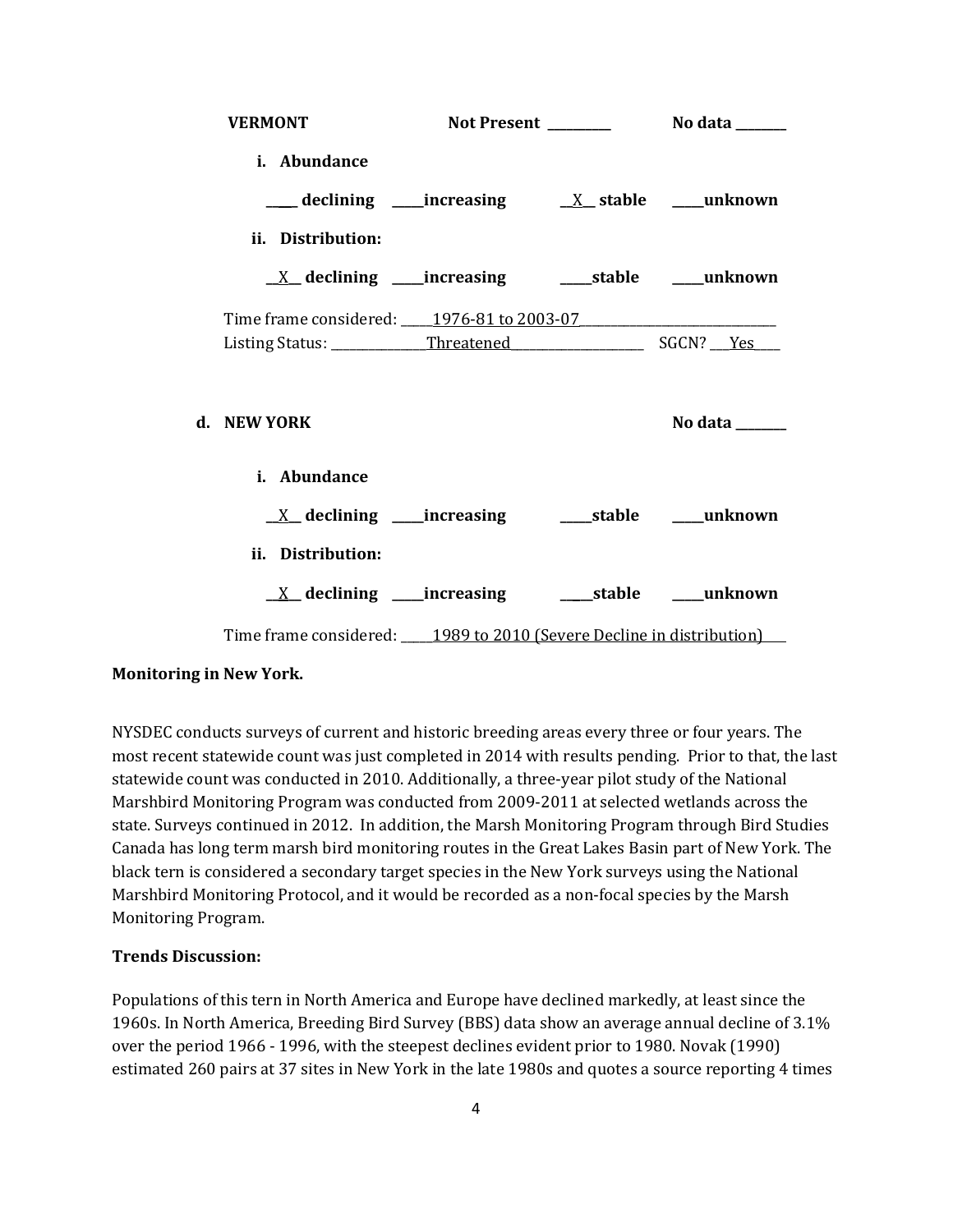**VERMONT** **Not Present \_\_\_\_\_\_\_\_\_\_** **No data \_\_\_\_\_\_\_\_**

**i. Abundance**

**\_\_\_\_\_ declining \_\_\_\_\_increasing \_\_X\_\_ stable \_\_\_\_\_unknown**

**ii. Distribution:**

**\_\_X\_\_ declining \_\_\_\_\_increasing \_\_\_\_\_stable \_\_\_\_\_unknown**

Time frame considered: \_\_\_\_\_1976-81 to 2003-07\_\_\_\_\_\_\_\_\_\_\_\_\_\_\_\_\_\_\_\_\_\_\_\_\_\_\_\_\_\_\_
Listing Status: \_\_\_\_\_\_\_\_\_\_\_\_\_\_\_Threatened\_\_\_\_\_\_\_\_\_\_\_\_\_\_\_\_\_\_\_\_\_\_ SGCN? \_\_\_Yes\_\_\_\_

**d. NEW YORK** **No data \_\_\_\_\_\_\_\_**

**i. Abundance**

**\_\_X\_\_ declining \_\_\_\_\_increasing \_\_\_\_\_stable \_\_\_\_\_unknown**

**ii. Distribution:**

**\_\_X\_\_ declining \_\_\_\_\_increasing \_\_\_\_\_stable \_\_\_\_\_unknown**

Time frame considered: \_\_\_\_\_1989 to 2010 (Severe Decline in distribution)\_\_\_\_

**Monitoring in New York.**

NYSDEC conducts surveys of current and historic breeding areas every three or four years. The most recent statewide count was just completed in 2014 with results pending. Prior to that, the last statewide count was conducted in 2010. Additionally, a three-year pilot study of the National Marshbird Monitoring Program was conducted from 2009-2011 at selected wetlands across the state. Surveys continued in 2012. In addition, the Marsh Monitoring Program through Bird Studies Canada has long term marsh bird monitoring routes in the Great Lakes Basin part of New York. The black tern is considered a secondary target species in the New York surveys using the National Marshbird Monitoring Protocol, and it would be recorded as a non-focal species by the Marsh Monitoring Program.

**Trends Discussion:**

Populations of this tern in North America and Europe have declined markedly, at least since the 1960s. In North America, Breeding Bird Survey (BBS) data show an average annual decline of 3.1% over the period 1966 - 1996, with the steepest declines evident prior to 1980. Novak (1990) estimated 260 pairs at 37 sites in New York in the late 1980s and quotes a source reporting 4 times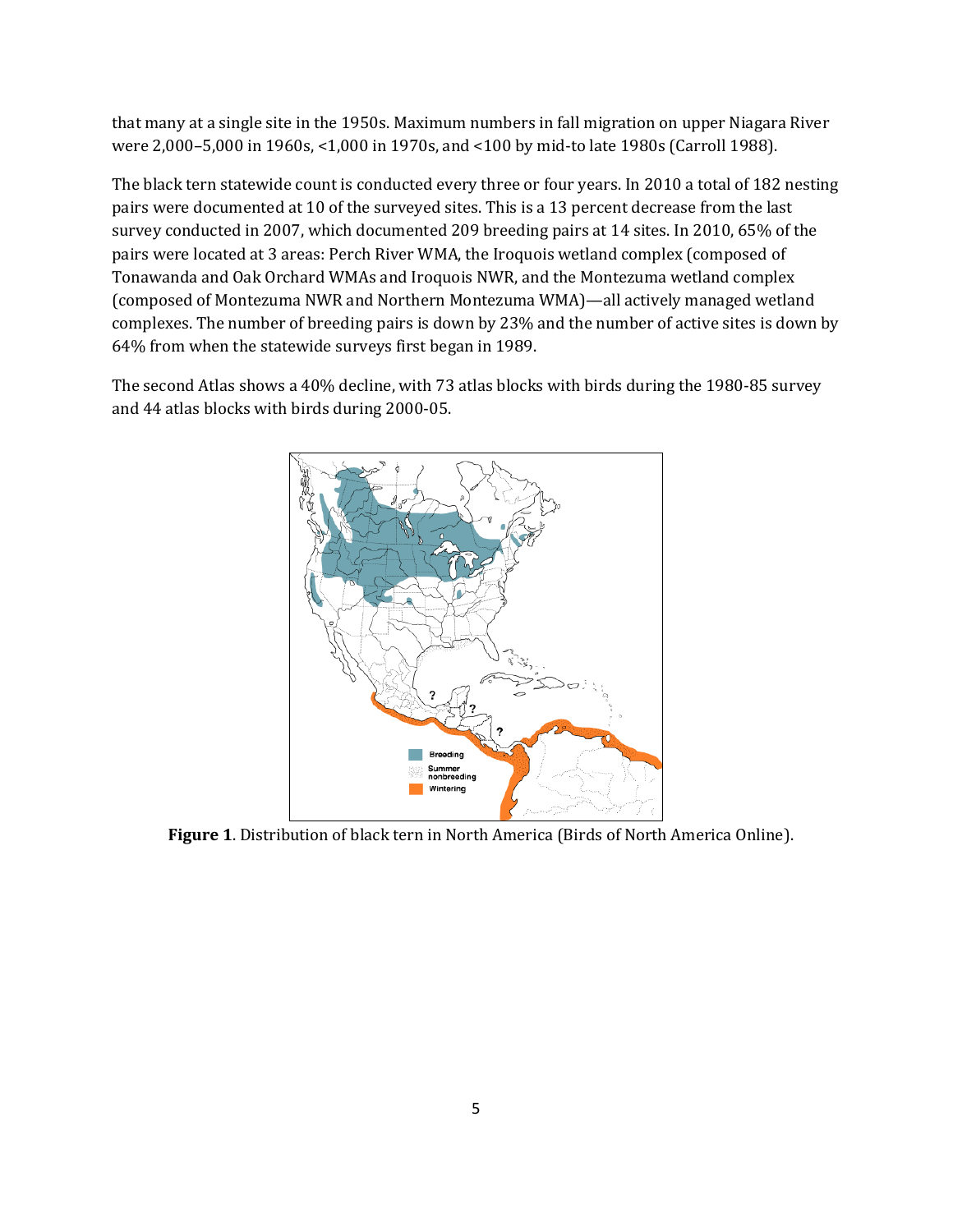that many at a single site in the 1950s. Maximum numbers in fall migration on upper Niagara River were 2,000–5,000 in 1960s, <1,000 in 1970s, and <100 by mid-to late 1980s (Carroll 1988).

The black tern statewide count is conducted every three or four years. In 2010 a total of 182 nesting pairs were documented at 10 of the surveyed sites. This is a 13 percent decrease from the last survey conducted in 2007, which documented 209 breeding pairs at 14 sites. In 2010, 65% of the pairs were located at 3 areas: Perch River WMA, the Iroquois wetland complex (composed of Tonawanda and Oak Orchard WMAs and Iroquois NWR, and the Montezuma wetland complex (composed of Montezuma NWR and Northern Montezuma WMA)—all actively managed wetland complexes. The number of breeding pairs is down by 23% and the number of active sites is down by 64% from when the statewide surveys first began in 1989.

The second Atlas shows a 40% decline, with 73 atlas blocks with birds during the 1980-85 survey and 44 atlas blocks with birds during 2000-05.

**Figure 1**. Distribution of black tern in North America (Birds of North America Online).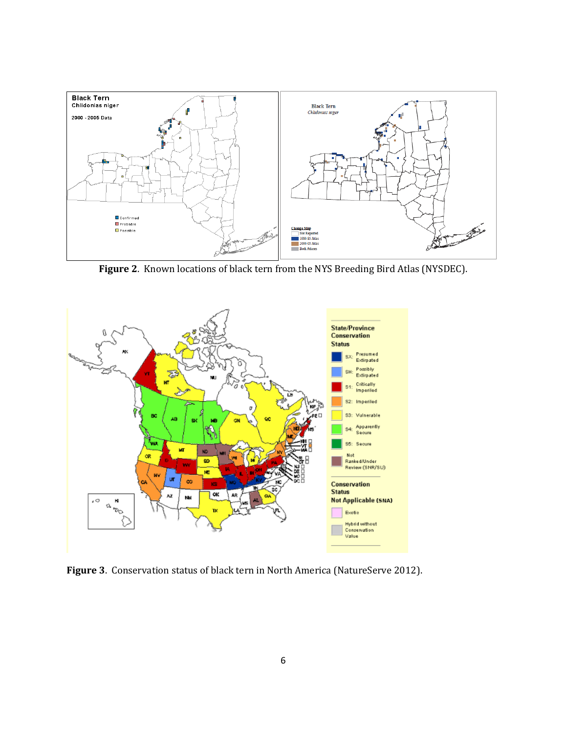**Figure 2**. Known locations of black tern from the NYS Breeding Bird Atlas (NYSDEC).

**Figure 3**. Conservation status of black tern in North America (NatureServe 2012).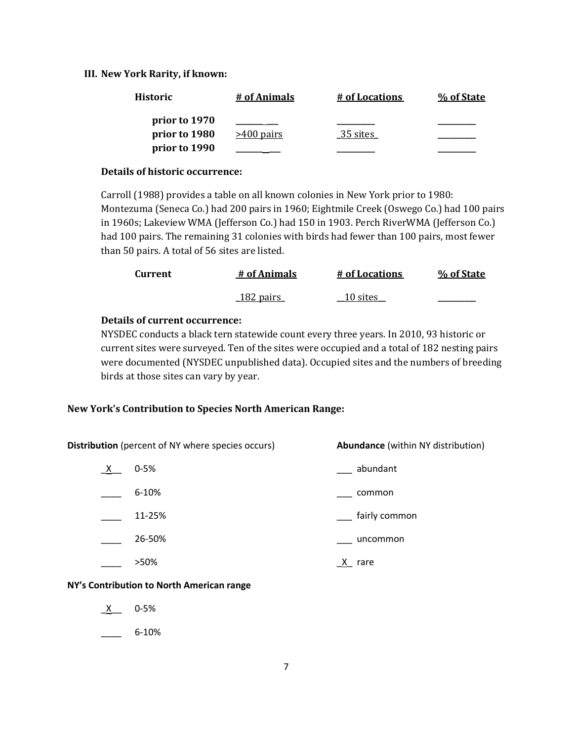### III. New York Rarity, if known:

| Historic | # of Animals | # of Locations | % of State |
|---|---|---|---|
| prior to 1970 | ________ | ________ | ________ |
| prior to 1980 | >400 pairs | 35 sites | ________ |
| prior to 1990 | ________ | ________ | ________ |

**Details of historic occurrence:**

Carroll (1988) provides a table on all known colonies in New York prior to 1980: Montezuma (Seneca Co.) had 200 pairs in 1960; Eightmile Creek (Oswego Co.) had 100 pairs in 1960s; Lakeview WMA (Jefferson Co.) had 150 in 1903. Perch RiverWMA (Jefferson Co.) had 100 pairs. The remaining 31 colonies with birds had fewer than 100 pairs, most fewer than 50 pairs. A total of 56 sites are listed.

| Current | # of Animals | # of Locations | % of State |
|---|---|---|---|
| | 182 pairs | 10 sites | ________ |

**Details of current occurrence:**

NYSDEC conducts a black tern statewide count every three years. In 2010, 93 historic or current sites were surveyed. Ten of the sites were occupied and a total of 182 nesting pairs were documented (NYSDEC unpublished data). Occupied sites and the numbers of breeding birds at those sites can vary by year.

### New York's Contribution to Species North American Range:

**Distribution** (percent of NY where species occurs)

- _X_ 0-5%
- ____ 6-10%
- ____ 11-25%
- ____ 26-50%
- ____ >50%

**Abundance** (within NY distribution)

- ___ abundant
- ___ common
- ___ fairly common
- ___ uncommon
- _X_ rare

**NY's Contribution to North American range**

- _X_ 0-5%
- ____ 6-10%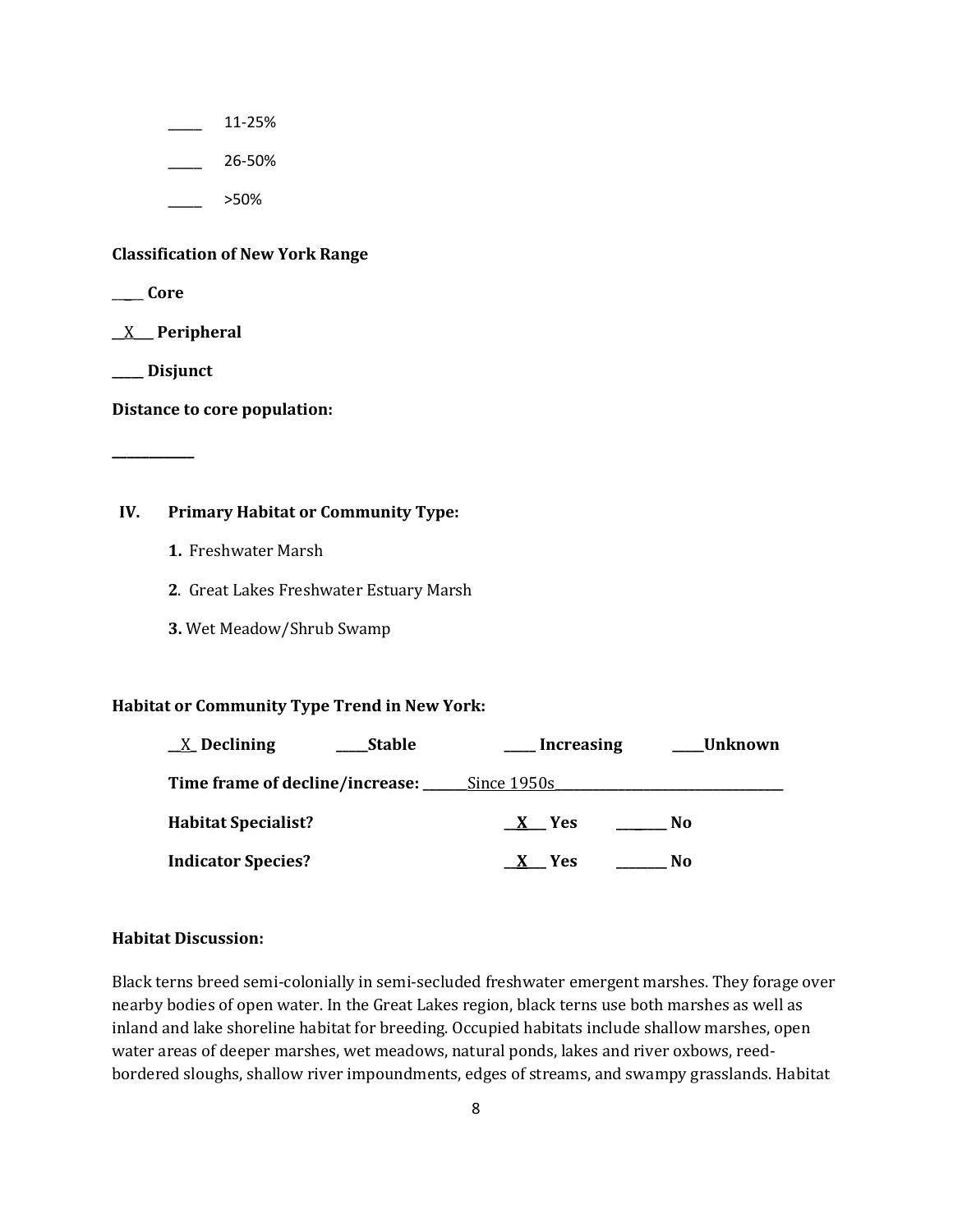_____ 11-25%

_____ 26-50%

_____ >50%

**Classification of New York Range**

**\_\_\_\_ Core**

**\_\_X\_\_\_ Peripheral**

**\_\_\_\_\_ Disjunct**

**Distance to core population:**

**\_\_\_\_\_\_\_\_\_\_\_\_**

## IV. Primary Habitat or Community Type:

**1.** Freshwater Marsh

**2**. Great Lakes Freshwater Estuary Marsh

**3.** Wet Meadow/Shrub Swamp

**Habitat or Community Type Trend in New York:**

**\_\_X\_ Declining** **\_\_\_\_\_Stable** **\_\_\_\_\_ Increasing** **\_\_\_\_\_Unknown**

**Time frame of decline/increase:** \_\_\_\_\_\_\_Since 1950s\_\_\_\_\_\_\_\_\_\_\_\_\_\_\_\_\_\_\_\_\_\_\_\_\_\_\_\_\_\_\_\_\_\_

**Habitat Specialist?** **\_\_X\_\_\_ Yes** **\_\_\_\_\_\_\_\_ No**

**Indicator Species?** **\_\_X\_\_\_ Yes** **\_\_\_\_\_\_\_\_ No**

**Habitat Discussion:**

Black terns breed semi-colonially in semi-secluded freshwater emergent marshes. They forage over nearby bodies of open water. In the Great Lakes region, black terns use both marshes as well as inland and lake shoreline habitat for breeding. Occupied habitats include shallow marshes, open water areas of deeper marshes, wet meadows, natural ponds, lakes and river oxbows, reed-bordered sloughs, shallow river impoundments, edges of streams, and swampy grasslands. Habitat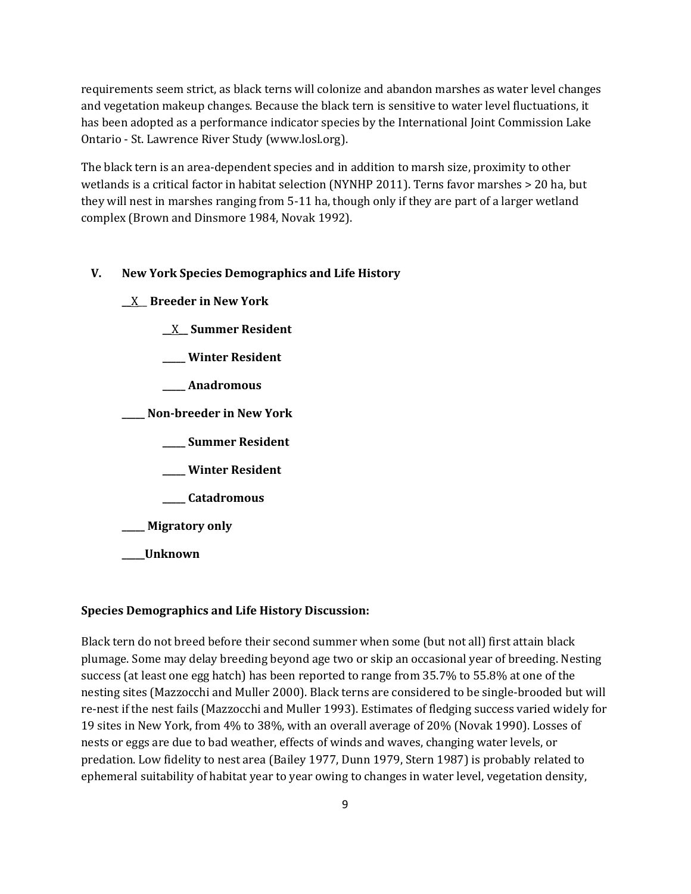requirements seem strict, as black terns will colonize and abandon marshes as water level changes and vegetation makeup changes. Because the black tern is sensitive to water level fluctuations, it has been adopted as a performance indicator species by the International Joint Commission Lake Ontario - St. Lawrence River Study (www.losl.org).

The black tern is an area-dependent species and in addition to marsh size, proximity to other wetlands is a critical factor in habitat selection (NYNHP 2011). Terns favor marshes > 20 ha, but they will nest in marshes ranging from 5-11 ha, though only if they are part of a larger wetland complex (Brown and Dinsmore 1984, Novak 1992).

## V. New York Species Demographics and Life History

**\_\_X\_\_ Breeder in New York**

- **\_\_X\_\_ Summer Resident**
- **\_\_\_\_\_ Winter Resident**
- **\_\_\_\_\_ Anadromous**

**\_\_\_\_\_ Non-breeder in New York**

- **\_\_\_\_\_ Summer Resident**
- **\_\_\_\_\_ Winter Resident**
- **\_\_\_\_\_ Catadromous**

**\_\_\_\_\_ Migratory only**

**\_\_\_\_\_Unknown**

**Species Demographics and Life History Discussion:**

Black tern do not breed before their second summer when some (but not all) first attain black plumage. Some may delay breeding beyond age two or skip an occasional year of breeding. Nesting success (at least one egg hatch) has been reported to range from 35.7% to 55.8% at one of the nesting sites (Mazzocchi and Muller 2000). Black terns are considered to be single-brooded but will re-nest if the nest fails (Mazzocchi and Muller 1993). Estimates of fledging success varied widely for 19 sites in New York, from 4% to 38%, with an overall average of 20% (Novak 1990). Losses of nests or eggs are due to bad weather, effects of winds and waves, changing water levels, or predation. Low fidelity to nest area (Bailey 1977, Dunn 1979, Stern 1987) is probably related to ephemeral suitability of habitat year to year owing to changes in water level, vegetation density,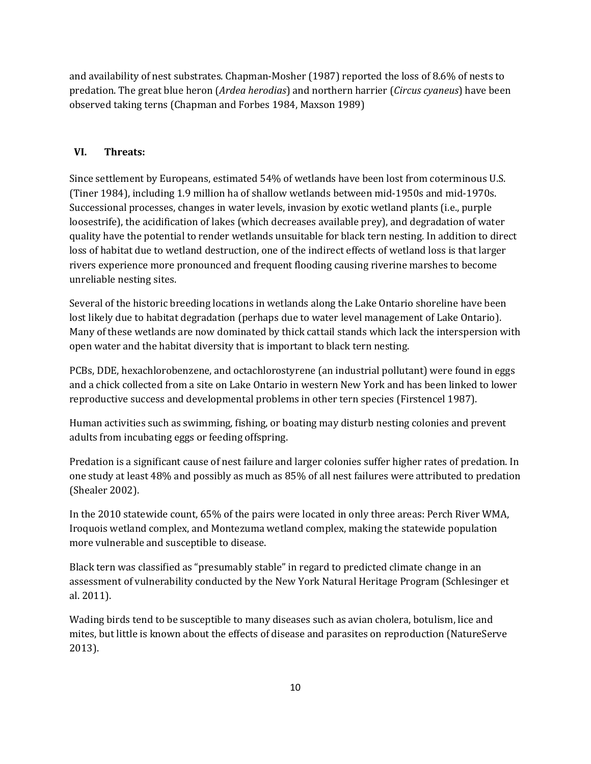and availability of nest substrates. Chapman-Mosher (1987) reported the loss of 8.6% of nests to predation. The great blue heron (*Ardea herodias*) and northern harrier (*Circus cyaneus*) have been observed taking terns (Chapman and Forbes 1984, Maxson 1989)

## VI. Threats:

Since settlement by Europeans, estimated 54% of wetlands have been lost from coterminous U.S. (Tiner 1984), including 1.9 million ha of shallow wetlands between mid-1950s and mid-1970s. Successional processes, changes in water levels, invasion by exotic wetland plants (i.e., purple loosestrife), the acidification of lakes (which decreases available prey), and degradation of water quality have the potential to render wetlands unsuitable for black tern nesting. In addition to direct loss of habitat due to wetland destruction, one of the indirect effects of wetland loss is that larger rivers experience more pronounced and frequent flooding causing riverine marshes to become unreliable nesting sites.

Several of the historic breeding locations in wetlands along the Lake Ontario shoreline have been lost likely due to habitat degradation (perhaps due to water level management of Lake Ontario). Many of these wetlands are now dominated by thick cattail stands which lack the interspersion with open water and the habitat diversity that is important to black tern nesting.

PCBs, DDE, hexachlorobenzene, and octachlorostyrene (an industrial pollutant) were found in eggs and a chick collected from a site on Lake Ontario in western New York and has been linked to lower reproductive success and developmental problems in other tern species (Firstencel 1987).

Human activities such as swimming, fishing, or boating may disturb nesting colonies and prevent adults from incubating eggs or feeding offspring.

Predation is a significant cause of nest failure and larger colonies suffer higher rates of predation. In one study at least 48% and possibly as much as 85% of all nest failures were attributed to predation (Shealer 2002).

In the 2010 statewide count, 65% of the pairs were located in only three areas: Perch River WMA, Iroquois wetland complex, and Montezuma wetland complex, making the statewide population more vulnerable and susceptible to disease.

Black tern was classified as "presumably stable" in regard to predicted climate change in an assessment of vulnerability conducted by the New York Natural Heritage Program (Schlesinger et al. 2011).

Wading birds tend to be susceptible to many diseases such as avian cholera, botulism, lice and mites, but little is known about the effects of disease and parasites on reproduction (NatureServe 2013).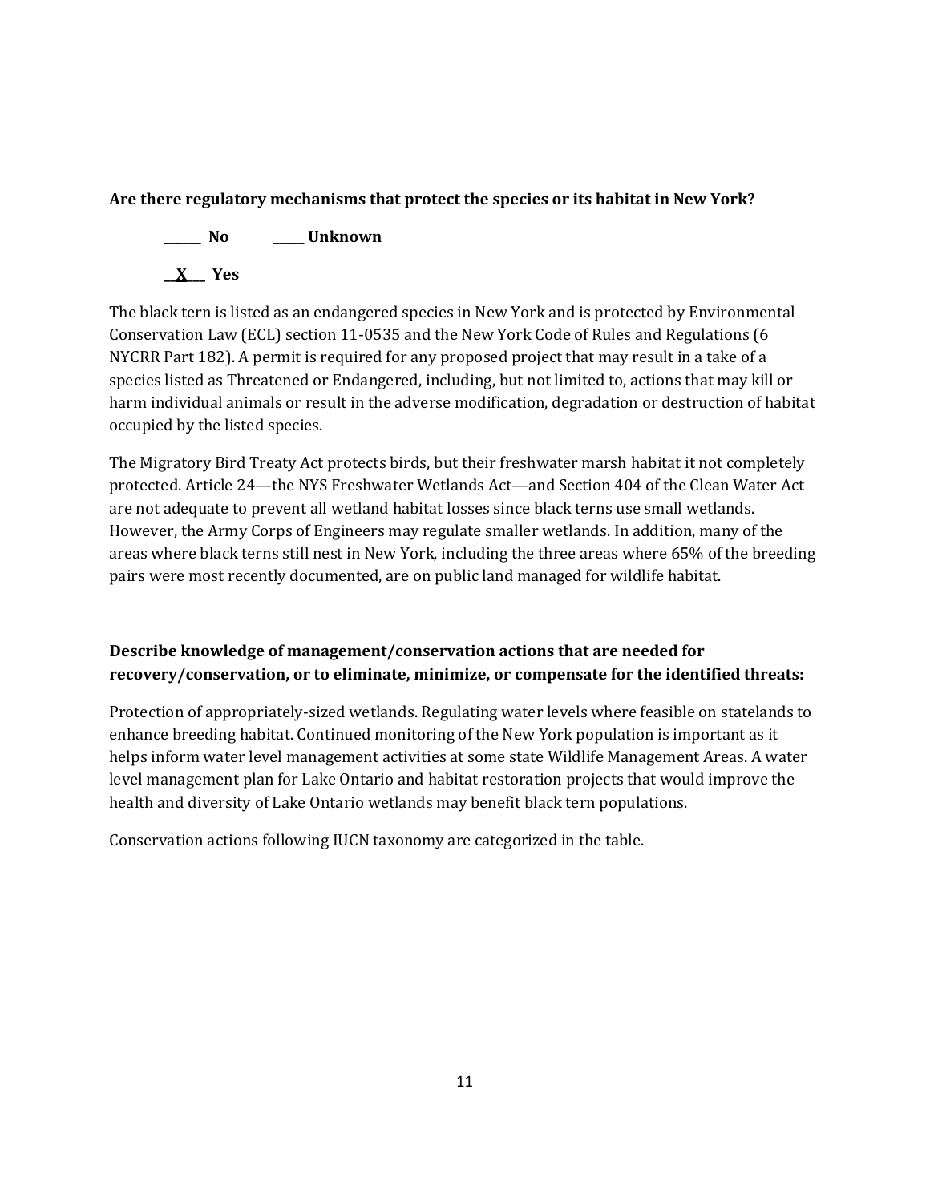**Are there regulatory mechanisms that protect the species or its habitat in New York?**

**\_\_\_\_\_\_ No** **\_\_\_\_\_ Unknown**

**\_\_X\_\_\_ Yes**

The black tern is listed as an endangered species in New York and is protected by Environmental Conservation Law (ECL) section 11-0535 and the New York Code of Rules and Regulations (6 NYCRR Part 182). A permit is required for any proposed project that may result in a take of a species listed as Threatened or Endangered, including, but not limited to, actions that may kill or harm individual animals or result in the adverse modification, degradation or destruction of habitat occupied by the listed species.

The Migratory Bird Treaty Act protects birds, but their freshwater marsh habitat it not completely protected. Article 24—the NYS Freshwater Wetlands Act—and Section 404 of the Clean Water Act are not adequate to prevent all wetland habitat losses since black terns use small wetlands. However, the Army Corps of Engineers may regulate smaller wetlands. In addition, many of the areas where black terns still nest in New York, including the three areas where 65% of the breeding pairs were most recently documented, are on public land managed for wildlife habitat.

**Describe knowledge of management/conservation actions that are needed for recovery/conservation, or to eliminate, minimize, or compensate for the identified threats:**

Protection of appropriately-sized wetlands. Regulating water levels where feasible on statelands to enhance breeding habitat. Continued monitoring of the New York population is important as it helps inform water level management activities at some state Wildlife Management Areas. A water level management plan for Lake Ontario and habitat restoration projects that would improve the health and diversity of Lake Ontario wetlands may benefit black tern populations.

Conservation actions following IUCN taxonomy are categorized in the table.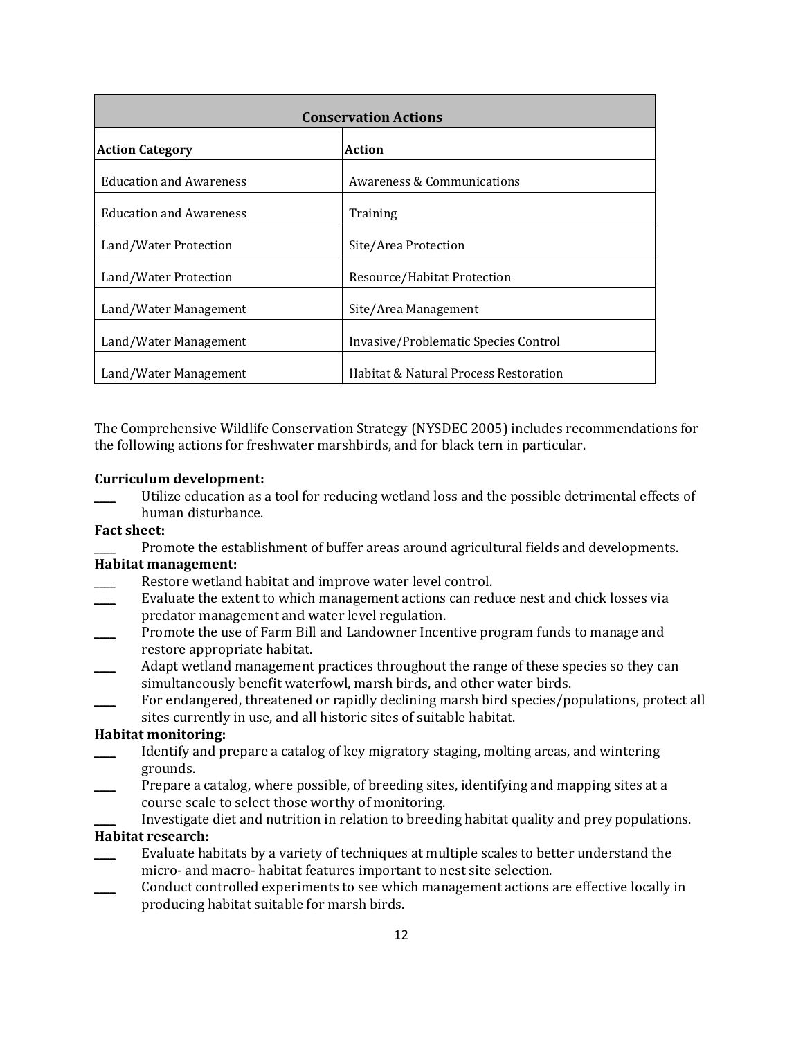| Conservation Actions | |
|---|---|
| **Action Category** | **Action** |
| Education and Awareness | Awareness & Communications |
| Education and Awareness | Training |
| Land/Water Protection | Site/Area Protection |
| Land/Water Protection | Resource/Habitat Protection |
| Land/Water Management | Site/Area Management |
| Land/Water Management | Invasive/Problematic Species Control |
| Land/Water Management | Habitat & Natural Process Restoration |

The Comprehensive Wildlife Conservation Strategy (NYSDEC 2005) includes recommendations for the following actions for freshwater marshbirds, and for black tern in particular.

**Curriculum development:**

____ Utilize education as a tool for reducing wetland loss and the possible detrimental effects of human disturbance.

**Fact sheet:**

____ Promote the establishment of buffer areas around agricultural fields and developments.

**Habitat management:**

____ Restore wetland habitat and improve water level control.

____ Evaluate the extent to which management actions can reduce nest and chick losses via predator management and water level regulation.

____ Promote the use of Farm Bill and Landowner Incentive program funds to manage and restore appropriate habitat.

____ Adapt wetland management practices throughout the range of these species so they can simultaneously benefit waterfowl, marsh birds, and other water birds.

____ For endangered, threatened or rapidly declining marsh bird species/populations, protect all sites currently in use, and all historic sites of suitable habitat.

**Habitat monitoring:**

____ Identify and prepare a catalog of key migratory staging, molting areas, and wintering grounds.

____ Prepare a catalog, where possible, of breeding sites, identifying and mapping sites at a course scale to select those worthy of monitoring.

____ Investigate diet and nutrition in relation to breeding habitat quality and prey populations.

**Habitat research:**

____ Evaluate habitats by a variety of techniques at multiple scales to better understand the micro- and macro- habitat features important to nest site selection.

____ Conduct controlled experiments to see which management actions are effective locally in producing habitat suitable for marsh birds.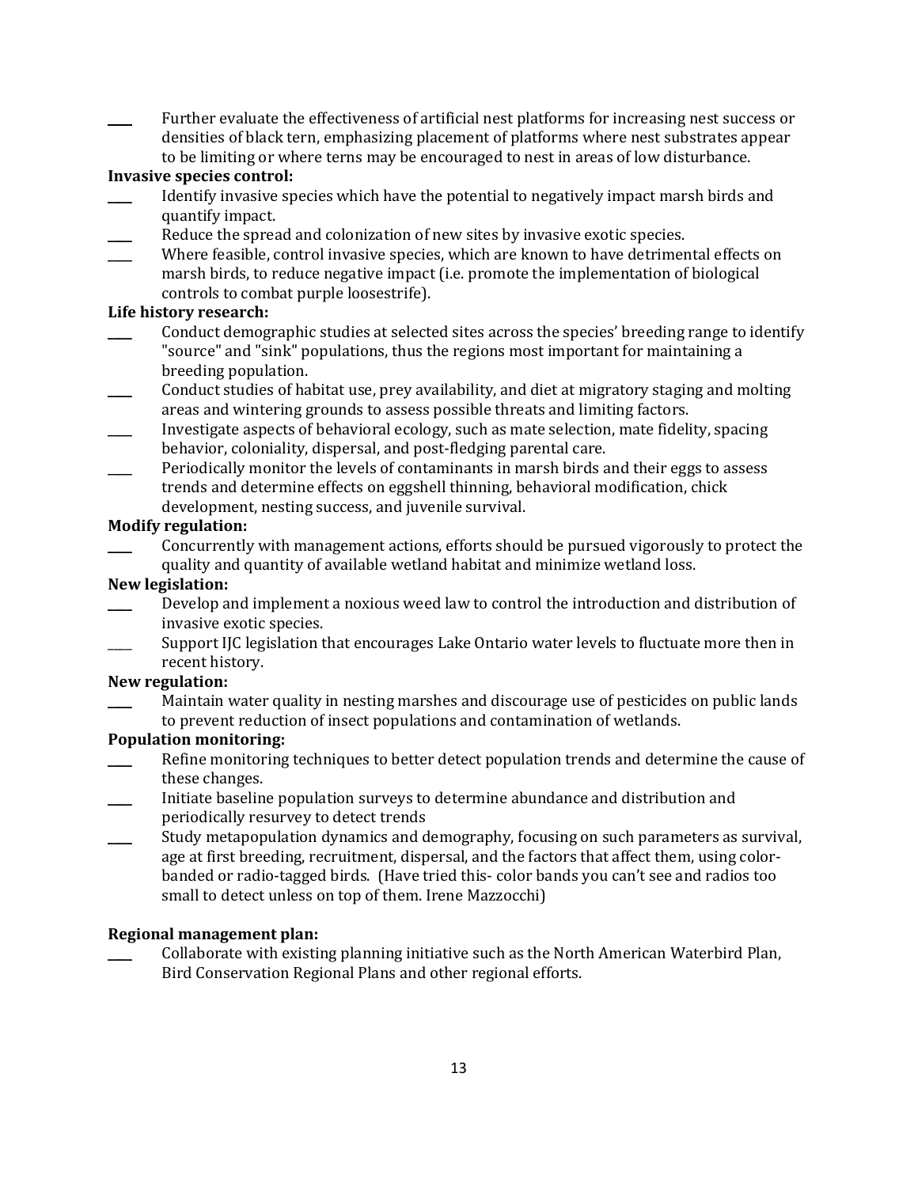____ Further evaluate the effectiveness of artificial nest platforms for increasing nest success or densities of black tern, emphasizing placement of platforms where nest substrates appear to be limiting or where terns may be encouraged to nest in areas of low disturbance.

**Invasive species control:**

____ Identify invasive species which have the potential to negatively impact marsh birds and quantify impact.

____ Reduce the spread and colonization of new sites by invasive exotic species.

____ Where feasible, control invasive species, which are known to have detrimental effects on marsh birds, to reduce negative impact (i.e. promote the implementation of biological controls to combat purple loosestrife).

**Life history research:**

____ Conduct demographic studies at selected sites across the species' breeding range to identify "source" and "sink" populations, thus the regions most important for maintaining a breeding population.

____ Conduct studies of habitat use, prey availability, and diet at migratory staging and molting areas and wintering grounds to assess possible threats and limiting factors.

____ Investigate aspects of behavioral ecology, such as mate selection, mate fidelity, spacing behavior, coloniality, dispersal, and post-fledging parental care.

____ Periodically monitor the levels of contaminants in marsh birds and their eggs to assess trends and determine effects on eggshell thinning, behavioral modification, chick development, nesting success, and juvenile survival.

**Modify regulation:**

____ Concurrently with management actions, efforts should be pursued vigorously to protect the quality and quantity of available wetland habitat and minimize wetland loss.

**New legislation:**

____ Develop and implement a noxious weed law to control the introduction and distribution of invasive exotic species.

____ Support IJC legislation that encourages Lake Ontario water levels to fluctuate more then in recent history.

**New regulation:**

____ Maintain water quality in nesting marshes and discourage use of pesticides on public lands to prevent reduction of insect populations and contamination of wetlands.

**Population monitoring:**

____ Refine monitoring techniques to better detect population trends and determine the cause of these changes.

____ Initiate baseline population surveys to determine abundance and distribution and periodically resurvey to detect trends

____ Study metapopulation dynamics and demography, focusing on such parameters as survival, age at first breeding, recruitment, dispersal, and the factors that affect them, using color-banded or radio-tagged birds. (Have tried this- color bands you can't see and radios too small to detect unless on top of them. Irene Mazzocchi)

**Regional management plan:**

____ Collaborate with existing planning initiative such as the North American Waterbird Plan, Bird Conservation Regional Plans and other regional efforts.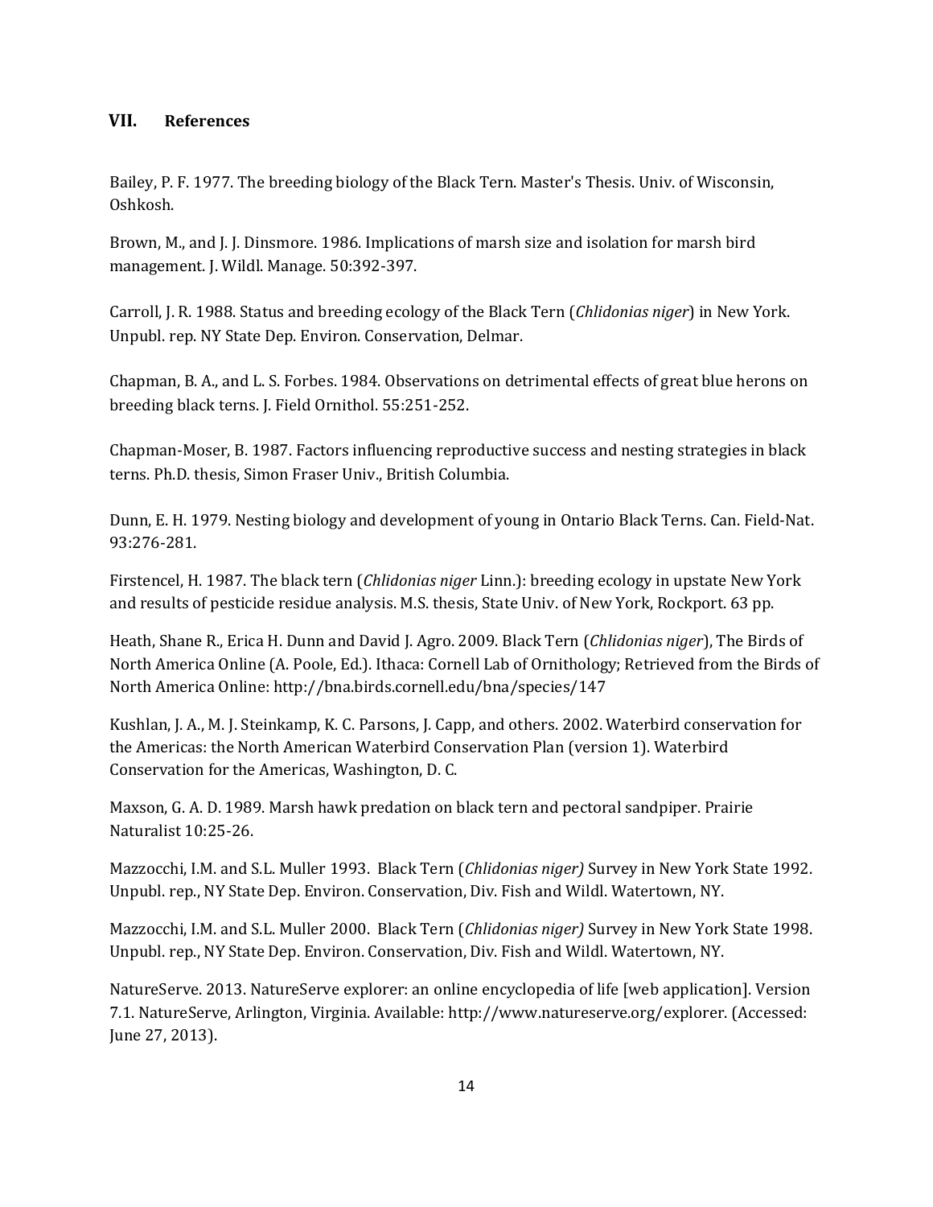## VII. References

Bailey, P. F. 1977. The breeding biology of the Black Tern. Master's Thesis. Univ. of Wisconsin, Oshkosh.

Brown, M., and J. J. Dinsmore. 1986. Implications of marsh size and isolation for marsh bird management. J. Wildl. Manage. 50:392-397.

Carroll, J. R. 1988. Status and breeding ecology of the Black Tern (*Chlidonias niger*) in New York. Unpubl. rep. NY State Dep. Environ. Conservation, Delmar.

Chapman, B. A., and L. S. Forbes. 1984. Observations on detrimental effects of great blue herons on breeding black terns. J. Field Ornithol. 55:251-252.

Chapman-Moser, B. 1987. Factors influencing reproductive success and nesting strategies in black terns. Ph.D. thesis, Simon Fraser Univ., British Columbia.

Dunn, E. H. 1979. Nesting biology and development of young in Ontario Black Terns. Can. Field-Nat. 93:276-281.

Firstencel, H. 1987. The black tern (*Chlidonias niger* Linn.): breeding ecology in upstate New York and results of pesticide residue analysis. M.S. thesis, State Univ. of New York, Rockport. 63 pp.

Heath, Shane R., Erica H. Dunn and David J. Agro. 2009. Black Tern (*Chlidonias niger*), The Birds of North America Online (A. Poole, Ed.). Ithaca: Cornell Lab of Ornithology; Retrieved from the Birds of North America Online: http://bna.birds.cornell.edu/bna/species/147

Kushlan, J. A., M. J. Steinkamp, K. C. Parsons, J. Capp, and others. 2002. Waterbird conservation for the Americas: the North American Waterbird Conservation Plan (version 1). Waterbird Conservation for the Americas, Washington, D. C.

Maxson, G. A. D. 1989. Marsh hawk predation on black tern and pectoral sandpiper. Prairie Naturalist 10:25-26.

Mazzocchi, I.M. and S.L. Muller 1993. Black Tern (*Chlidonias niger)* Survey in New York State 1992. Unpubl. rep., NY State Dep. Environ. Conservation, Div. Fish and Wildl. Watertown, NY.

Mazzocchi, I.M. and S.L. Muller 2000. Black Tern (*Chlidonias niger)* Survey in New York State 1998. Unpubl. rep., NY State Dep. Environ. Conservation, Div. Fish and Wildl. Watertown, NY.

NatureServe. 2013. NatureServe explorer: an online encyclopedia of life [web application]. Version 7.1. NatureServe, Arlington, Virginia. Available: http://www.natureserve.org/explorer. (Accessed: June 27, 2013).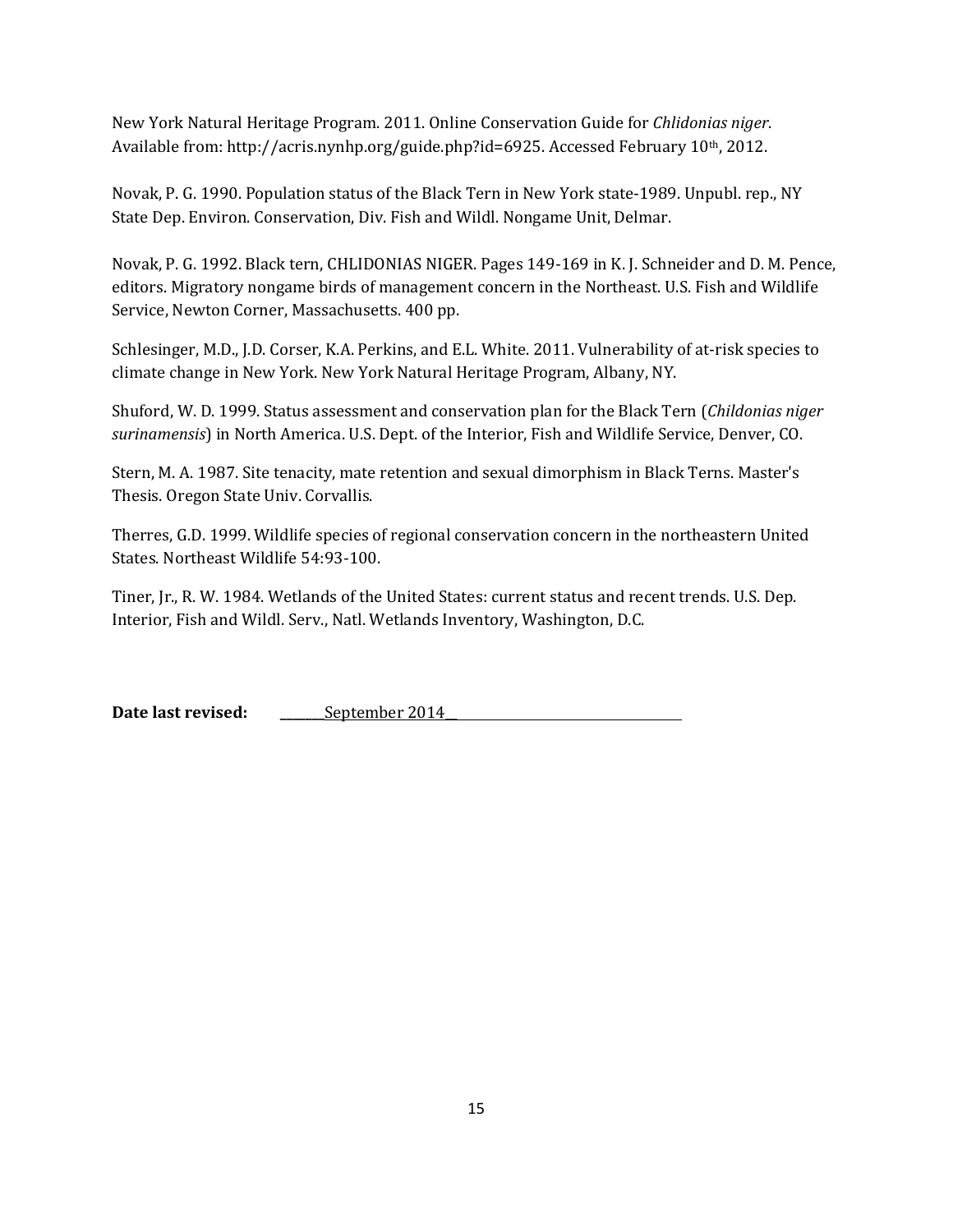New York Natural Heritage Program. 2011. Online Conservation Guide for *Chlidonias niger*. Available from: http://acris.nynhp.org/guide.php?id=6925. Accessed February 10th, 2012.

Novak, P. G. 1990. Population status of the Black Tern in New York state-1989. Unpubl. rep., NY State Dep. Environ. Conservation, Div. Fish and Wildl. Nongame Unit, Delmar.

Novak, P. G. 1992. Black tern, CHLIDONIAS NIGER. Pages 149-169 in K. J. Schneider and D. M. Pence, editors. Migratory nongame birds of management concern in the Northeast. U.S. Fish and Wildlife Service, Newton Corner, Massachusetts. 400 pp.

Schlesinger, M.D., J.D. Corser, K.A. Perkins, and E.L. White. 2011. Vulnerability of at-risk species to climate change in New York. New York Natural Heritage Program, Albany, NY.

Shuford, W. D. 1999. Status assessment and conservation plan for the Black Tern (*Childonias niger surinamensis*) in North America. U.S. Dept. of the Interior, Fish and Wildlife Service, Denver, CO.

Stern, M. A. 1987. Site tenacity, mate retention and sexual dimorphism in Black Terns. Master's Thesis. Oregon State Univ. Corvallis.

Therres, G.D. 1999. Wildlife species of regional conservation concern in the northeastern United States. Northeast Wildlife 54:93-100.

Tiner, Jr., R. W. 1984. Wetlands of the United States: current status and recent trends. U.S. Dep. Interior, Fish and Wildl. Serv., Natl. Wetlands Inventory, Washington, D.C.

**Date last revised:** September 2014